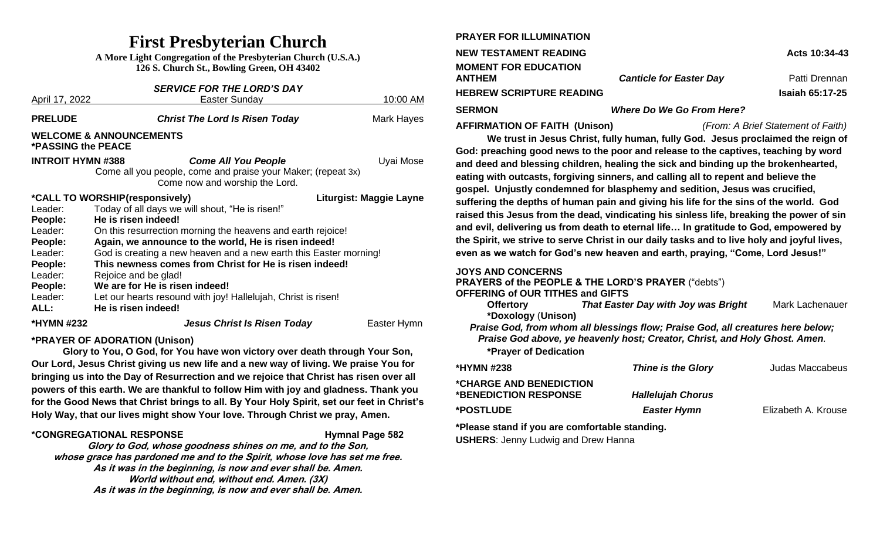# First Presbyterian Church

**A More Light Congregation of the Presbyterian Church (U.S.A.)**
**126 S. Church St., Bowling Green, OH 43402**

***SERVICE FOR THE LORD'S DAY***

April 17, 2022 — Easter Sunday — 10:00 AM

**PRELUDE** — ***Christ The Lord Is Risen Today*** — Mark Hayes

**WELCOME & ANNOUNCEMENTS**
**\*PASSING the PEACE**

**INTROIT HYMN #388** — ***Come All You People*** — Uyai Mose

Come all you people, come and praise your Maker; (repeat 3x)
Come now and worship the Lord.

**\*CALL TO WORSHIP(responsively)** — **Liturgist: Maggie Layne**

Leader: Today of all days we will shout, "He is risen!"
**People: He is risen indeed!**
Leader: On this resurrection morning the heavens and earth rejoice!
**People: Again, we announce to the world, He is risen indeed!**
Leader: God is creating a new heaven and a new earth this Easter morning!
**People: This newness comes from Christ for He is risen indeed!**
Leader: Rejoice and be glad!
**People: We are for He is risen indeed!**
Leader: Let our hearts resound with joy! Hallelujah, Christ is risen!
**ALL: He is risen indeed!**

**\*HYMN #232** — ***Jesus Christ Is Risen Today*** — Easter Hymn

**\*PRAYER OF ADORATION (Unison)**

**Glory to You, O God, for You have won victory over death through Your Son, Our Lord, Jesus Christ giving us new life and a new way of living. We praise You for bringing us into the Day of Resurrection and we rejoice that Christ has risen over all powers of this earth. We are thankful to follow Him with joy and gladness. Thank you for the Good News that Christ brings to all. By Your Holy Spirit, set our feet in Christ's Holy Way, that our lives might show Your love. Through Christ we pray, Amen.**

**\*CONGREGATIONAL RESPONSE** — **Hymnal Page 582**

***Glory to God, whose goodness shines on me, and to the Son,***
***whose grace has pardoned me and to the Spirit, whose love has set me free.***
***As it was in the beginning, is now and ever shall be. Amen.***
***World without end, without end. Amen. (3X)***
***As it was in the beginning, is now and ever shall be. Amen.***

**PRAYER FOR ILLUMINATION**

**NEW TESTAMENT READING** — **Acts 10:34-43**

**MOMENT FOR EDUCATION**

**ANTHEM** — ***Canticle for Easter Day*** — Patti Drennan

**HEBREW SCRIPTURE READING** — **Isaiah 65:17-25**

**SERMON** — ***Where Do We Go From Here?***

**AFFIRMATION OF FAITH (Unison)** — *(From: A Brief Statement of Faith)*

**We trust in Jesus Christ, fully human, fully God. Jesus proclaimed the reign of God: preaching good news to the poor and release to the captives, teaching by word and deed and blessing children, healing the sick and binding up the brokenhearted, eating with outcasts, forgiving sinners, and calling all to repent and believe the gospel. Unjustly condemned for blasphemy and sedition, Jesus was crucified, suffering the depths of human pain and giving his life for the sins of the world. God raised this Jesus from the dead, vindicating his sinless life, breaking the power of sin and evil, delivering us from death to eternal life… In gratitude to God, empowered by the Spirit, we strive to serve Christ in our daily tasks and to live holy and joyful lives, even as we watch for God's new heaven and earth, praying, "Come, Lord Jesus!"**

**JOYS AND CONCERNS**
**PRAYERS of the PEOPLE & THE LORD'S PRAYER** ("debts")
**OFFERING of OUR TITHES and GIFTS**

**Offertory** — ***That Easter Day with Joy was Bright*** — Mark Lachenauer

**\*Doxology** (**Unison)**

***Praise God, from whom all blessings flow; Praise God, all creatures here below;***
***Praise God above, ye heavenly host; Creator, Christ, and Holy Ghost. Amen.***

**\*Prayer of Dedication**

**\*HYMN #238** — ***Thine is the Glory*** — Judas Maccabeus

**\*CHARGE AND BENEDICTION**

**\*BENEDICTION RESPONSE** — ***Hallelujah Chorus***

**\*POSTLUDE** — ***Easter Hymn*** — Elizabeth A. Krouse

**\*Please stand if you are comfortable standing.**

**USHERS**: Jenny Ludwig and Drew Hanna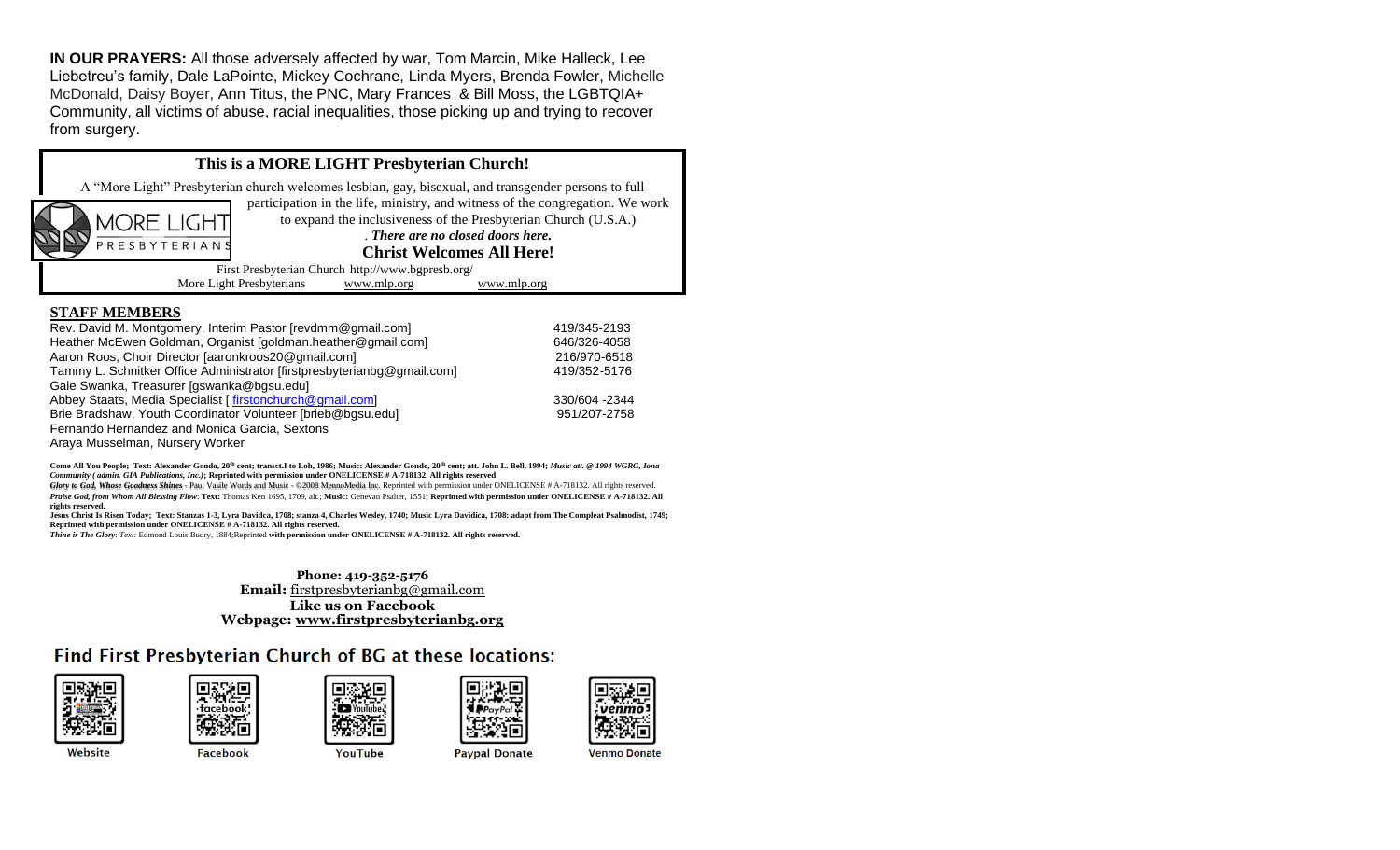**IN OUR PRAYERS:** All those adversely affected by war, Tom Marcin, Mike Halleck, Lee Liebetreu's family, Dale LaPointe, Mickey Cochrane, Linda Myers, Brenda Fowler, Michelle McDonald, Daisy Boyer, Ann Titus, the PNC, Mary Frances & Bill Moss, the LGBTQIA+ Community, all victims of abuse, racial inequalities, those picking up and trying to recover from surgery.

**This is a MORE LIGHT Presbyterian Church!**

A "More Light" Presbyterian church welcomes lesbian, gay, bisexual, and transgender persons to full participation in the life, ministry, and witness of the congregation. We work to expand the inclusiveness of the Presbyterian Church (U.S.A.) . ***There are no closed doors here.***

**Christ Welcomes All Here!**

First Presbyterian Church http://www.bgpresb.org/
More Light Presbyterians www.mlp.org www.mlp.org

**STAFF MEMBERS**

| | |
|---|---|
| Rev. David M. Montgomery, Interim Pastor [revdmm@gmail.com] | 419/345-2193 |
| Heather McEwen Goldman, Organist [goldman.heather@gmail.com] | 646/326-4058 |
| Aaron Roos, Choir Director [aaronkroos20@gmail.com] | 216/970-6518 |
| Tammy L. Schnitker Office Administrator [firstpresbyterianbg@gmail.com] | 419/352-5176 |
| Gale Swanka, Treasurer [gswanka@bgsu.edu] | |
| Abbey Staats, Media Specialist [ firstonchurch@gmail.com] | 330/604 -2344 |
| Brie Bradshaw, Youth Coordinator Volunteer [brieb@bgsu.edu] | 951/207-2758 |
| Fernando Hernandez and Monica Garcia, Sextons | |
| Araya Musselman, Nursery Worker | |

**Come All You People; Text: Alexander Gondo, 20th cent; transct.I to Loh, 1986; Music: Alexander Gondo, 20th cent; att. John L. Bell, 1994;** ***Music att. @ 1994 WGRG, Iona Community ( admin. GIA Publications, Inc.)*****; Reprinted with permission under ONELICENSE # A-718132. All rights reserved**
***Glory to God, Whose Goodness Shines*** - Paul Vasile Words and Music - ©2008 MennoMedia Inc. Reprinted with permission under ONELICENSE # A-718132. All rights reserved.
***Praise God, from Whom All Blessing Flow*****: Text:** Thomas Ken 1695, 1709, alt.; **Music:** Genevan Psalter, 1551**; Reprinted with permission under ONELICENSE # A-718132. All rights reserved.**
**Jesus Christ Is Risen Today; Text: Stanzas 1-3, Lyra Davidca, 1708; stanza 4, Charles Wesley, 1740; Music Lyra Davidica, 1708: adapt from The Compleat Psalmodist, 1749; Reprinted with permission under ONELICENSE # A-718132. All rights reserved.**
***Thine is The Glory***: *Text:* Edmond Louis Budry, 1884;Reprinted **with permission under ONELICENSE # A-718132. All rights reserved.**

**Phone: 419-352-5176**
**Email:** firstpresbyterianbg@gmail.com
**Like us on Facebook**
**Webpage: www.firstpresbyterianbg.org**

## Find First Presbyterian Church of BG at these locations:

Website | Facebook | YouTube | Paypal Donate | Venmo Donate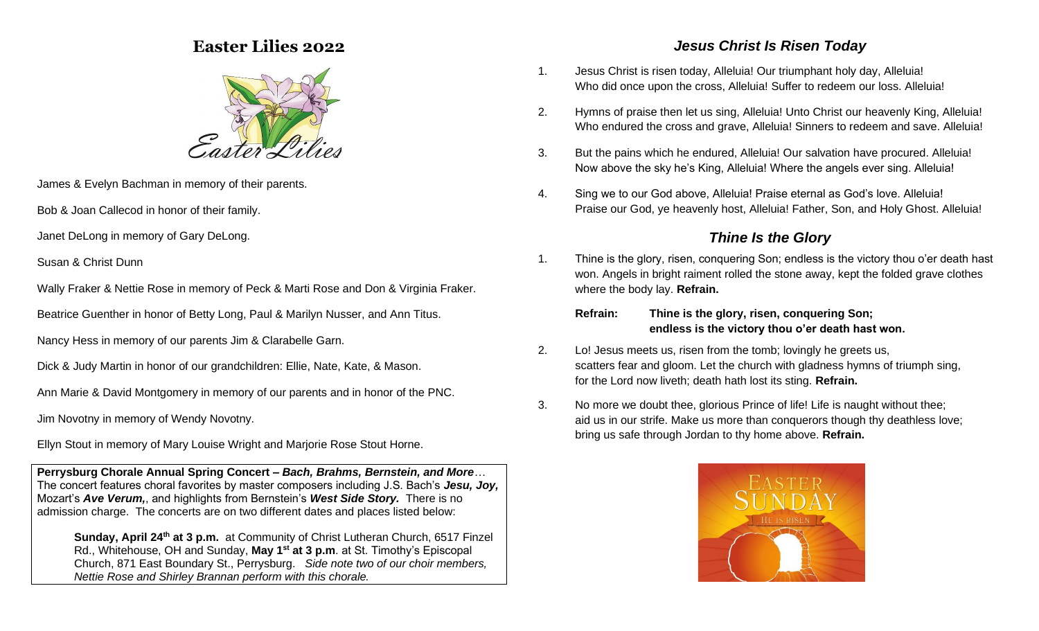## Easter Lilies 2022

James & Evelyn Bachman in memory of their parents.

Bob & Joan Callecod in honor of their family.

Janet DeLong in memory of Gary DeLong.

Susan & Christ Dunn

Wally Fraker & Nettie Rose in memory of Peck & Marti Rose and Don & Virginia Fraker.

Beatrice Guenther in honor of Betty Long, Paul & Marilyn Nusser, and Ann Titus.

Nancy Hess in memory of our parents Jim & Clarabelle Garn.

Dick & Judy Martin in honor of our grandchildren: Ellie, Nate, Kate, & Mason.

Ann Marie & David Montgomery in memory of our parents and in honor of the PNC.

Jim Novotny in memory of Wendy Novotny.

Ellyn Stout in memory of Mary Louise Wright and Marjorie Rose Stout Horne.

**Perrysburg Chorale Annual Spring Concert – *Bach, Brahms, Bernstein, and More***… The concert features choral favorites by master composers including J.S. Bach's ***Jesu, Joy,*** Mozart's ***Ave Verum,***, and highlights from Bernstein's ***West Side Story.*** There is no admission charge. The concerts are on two different dates and places listed below:

> **Sunday, April 24th at 3 p.m.** at Community of Christ Lutheran Church, 6517 Finzel Rd., Whitehouse, OH and Sunday, **May 1st at 3 p.m**. at St. Timothy's Episcopal Church, 871 East Boundary St., Perrysburg. *Side note two of our choir members, Nettie Rose and Shirley Brannan perform with this chorale.*

## *Jesus Christ Is Risen Today*

1. Jesus Christ is risen today, Alleluia! Our triumphant holy day, Alleluia! Who did once upon the cross, Alleluia! Suffer to redeem our loss. Alleluia!
2. Hymns of praise then let us sing, Alleluia! Unto Christ our heavenly King, Alleluia! Who endured the cross and grave, Alleluia! Sinners to redeem and save. Alleluia!
3. But the pains which he endured, Alleluia! Our salvation have procured. Alleluia! Now above the sky he's King, Alleluia! Where the angels ever sing. Alleluia!
4. Sing we to our God above, Alleluia! Praise eternal as God's love. Alleluia! Praise our God, ye heavenly host, Alleluia! Father, Son, and Holy Ghost. Alleluia!

## *Thine Is the Glory*

1. Thine is the glory, risen, conquering Son; endless is the victory thou o'er death hast won. Angels in bright raiment rolled the stone away, kept the folded grave clothes where the body lay. **Refrain.**

   **Refrain: Thine is the glory, risen, conquering Son; endless is the victory thou o'er death hast won.**

2. Lo! Jesus meets us, risen from the tomb; lovingly he greets us, scatters fear and gloom. Let the church with gladness hymns of triumph sing, for the Lord now liveth; death hath lost its sting. **Refrain.**
3. No more we doubt thee, glorious Prince of life! Life is naught without thee; aid us in our strife. Make us more than conquerors though thy deathless love; bring us safe through Jordan to thy home above. **Refrain.**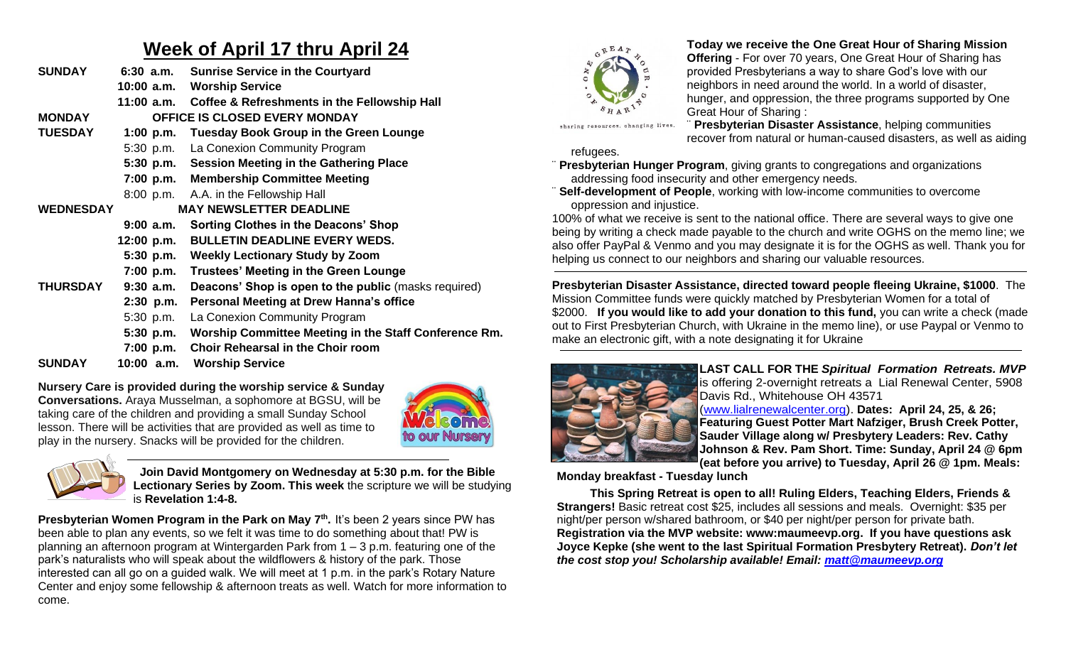# Week of April 17 thru April 24

| | | |
|---|---|---|
| **SUNDAY** | **6:30 a.m.** | **Sunrise Service in the Courtyard** |
| | **10:00 a.m.** | **Worship Service** |
| | **11:00 a.m.** | **Coffee & Refreshments in the Fellowship Hall** |
| **MONDAY** | | **OFFICE IS CLOSED EVERY MONDAY** |
| **TUESDAY** | **1:00 p.m.** | **Tuesday Book Group in the Green Lounge** |
| | 5:30 p.m. | La Conexion Community Program |
| | **5:30 p.m.** | **Session Meeting in the Gathering Place** |
| | **7:00 p.m.** | **Membership Committee Meeting** |
| | 8:00 p.m. | A.A. in the Fellowship Hall |
| **WEDNESDAY** | | **MAY NEWSLETTER DEADLINE** |
| | **9:00 a.m.** | **Sorting Clothes in the Deacons' Shop** |
| | **12:00 p.m.** | **BULLETIN DEADLINE EVERY WEDS.** |
| | **5:30 p.m.** | **Weekly Lectionary Study by Zoom** |
| | **7:00 p.m.** | **Trustees' Meeting in the Green Lounge** |
| **THURSDAY** | **9:30 a.m.** | **Deacons' Shop is open to the public** (masks required) |
| | **2:30 p.m.** | **Personal Meeting at Drew Hanna's office** |
| | 5:30 p.m. | La Conexion Community Program |
| | **5:30 p.m.** | **Worship Committee Meeting in the Staff Conference Rm.** |
| | **7:00 p.m.** | **Choir Rehearsal in the Choir room** |
| **SUNDAY** | **10:00 a.m.** | **Worship Service** |

**Nursery Care is provided during the worship service & Sunday Conversations.** Araya Musselman, a sophomore at BGSU, will be taking care of the children and providing a small Sunday School lesson. There will be activities that are provided as well as time to play in the nursery. Snacks will be provided for the children.

**Join David Montgomery on Wednesday at 5:30 p.m. for the Bible Lectionary Series by Zoom. This week** the scripture we will be studying is **Revelation 1:4-8.**

**Presbyterian Women Program in the Park on May 7th.** It's been 2 years since PW has been able to plan any events, so we felt it was time to do something about that! PW is planning an afternoon program at Wintergarden Park from 1 – 3 p.m. featuring one of the park's naturalists who will speak about the wildflowers & history of the park. Those interested can all go on a guided walk. We will meet at 1 p.m. in the park's Rotary Nature Center and enjoy some fellowship & afternoon treats as well. Watch for more information to come.

**Today we receive the One Great Hour of Sharing Mission Offering** - For over 70 years, One Great Hour of Sharing has provided Presbyterians a way to share God's love with our neighbors in need around the world. In a world of disaster, hunger, and oppression, the three programs supported by One Great Hour of Sharing :

- **Presbyterian Disaster Assistance**, helping communities recover from natural or human-caused disasters, as well as aiding refugees.
- **Presbyterian Hunger Program**, giving grants to congregations and organizations addressing food insecurity and other emergency needs.
- **Self-development of People**, working with low-income communities to overcome oppression and injustice.

100% of what we receive is sent to the national office. There are several ways to give one being by writing a check made payable to the church and write OGHS on the memo line; we also offer PayPal & Venmo and you may designate it is for the OGHS as well. Thank you for helping us connect to our neighbors and sharing our valuable resources.

**Presbyterian Disaster Assistance, directed toward people fleeing Ukraine, $1000**. The Mission Committee funds were quickly matched by Presbyterian Women for a total of $2000. **If you would like to add your donation to this fund,** you can write a check (made out to First Presbyterian Church, with Ukraine in the memo line), or use Paypal or Venmo to make an electronic gift, with a note designating it for Ukraine

**LAST CALL FOR THE *Spiritual Formation Retreats. MVP*** is offering 2-overnight retreats a Lial Renewal Center, 5908 Davis Rd., Whitehouse OH 43571 (www.lialrenewalcenter.org). **Dates: April 24, 25, & 26; Featuring Guest Potter Mart Nafziger, Brush Creek Potter, Sauder Village along w/ Presbytery Leaders: Rev. Cathy Johnson & Rev. Pam Short. Time: Sunday, April 24 @ 6pm (eat before you arrive) to Tuesday, April 26 @ 1pm. Meals: Monday breakfast - Tuesday lunch**

**This Spring Retreat is open to all! Ruling Elders, Teaching Elders, Friends & Strangers!** Basic retreat cost $25, includes all sessions and meals. Overnight: $35 per night/per person w/shared bathroom, or $40 per night/per person for private bath. **Registration via the MVP website: www:maumeevp.org. If you have questions ask Joyce Kepke (she went to the last Spiritual Formation Presbytery Retreat).** ***Don't let the cost stop you! Scholarship available! Email: matt@maumeevp.org***